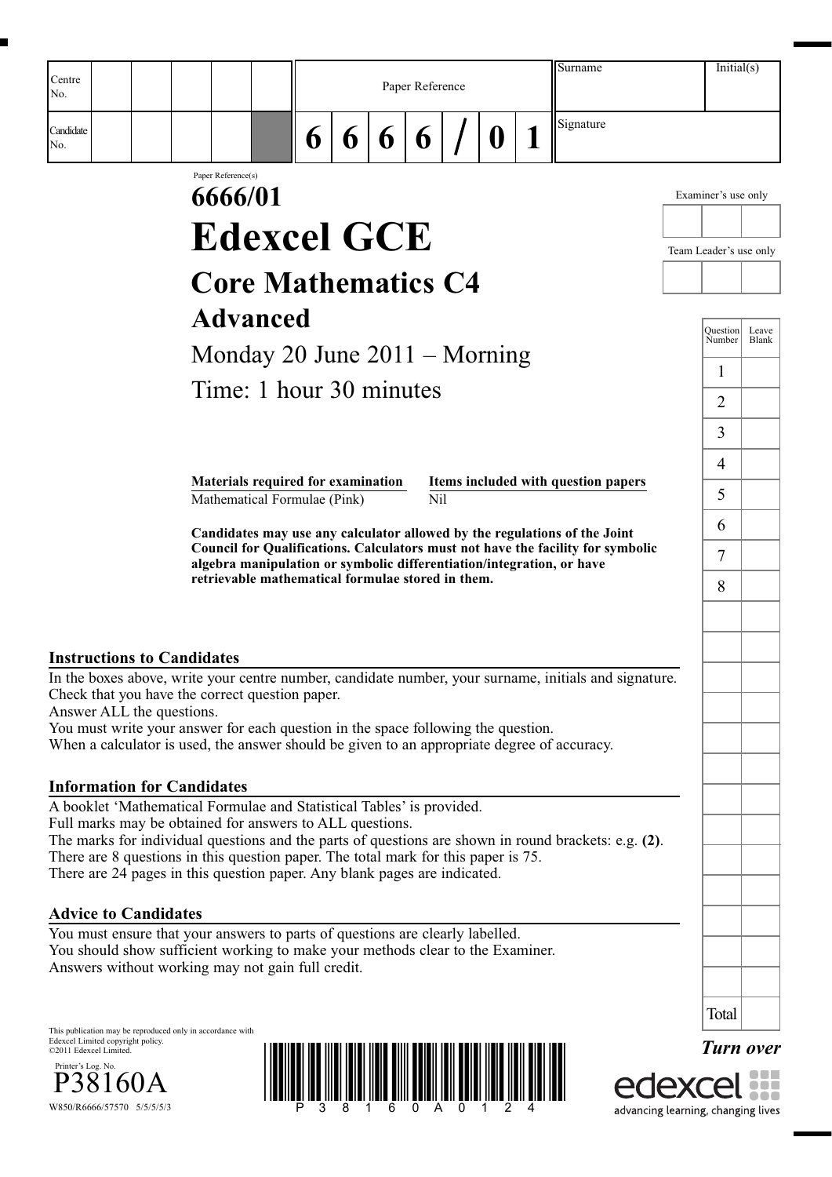| Centre No. | | | | | | Paper Reference | | | | | | | Surname | Initial(s) |
|---|---|---|---|---|---|---|---|---|---|---|---|---|---|---|
| Candidate No. | | | | | | 6 | 6 | 6 | 6 | / | 0 | 1 | Signature | |

Paper Reference(s)

# 6666/01

# Edexcel GCE

## Core Mathematics C4

## Advanced

Monday 20 June 2011 – Morning

Time: 1 hour 30 minutes

| Materials required for examination | Items included with question papers |
|---|---|
| Mathematical Formulae (Pink) | Nil |

**Candidates may use any calculator allowed by the regulations of the Joint Council for Qualifications. Calculators must not have the facility for symbolic algebra manipulation or symbolic differentiation/integration, or have retrievable mathematical formulae stored in them.**

Examiner's use only

Team Leader's use only

| Question Number | Leave Blank |
|---|---|
| 1 | |
| 2 | |
| 3 | |
| 4 | |
| 5 | |
| 6 | |
| 7 | |
| 8 | |
| Total | |

### Instructions to Candidates

In the boxes above, write your centre number, candidate number, your surname, initials and signature.
Check that you have the correct question paper.
Answer ALL the questions.
You must write your answer for each question in the space following the question.
When a calculator is used, the answer should be given to an appropriate degree of accuracy.

### Information for Candidates

A booklet 'Mathematical Formulae and Statistical Tables' is provided.
Full marks may be obtained for answers to ALL questions.
The marks for individual questions and the parts of questions are shown in round brackets: e.g. **(2)**.
There are 8 questions in this question paper. The total mark for this paper is 75.
There are 24 pages in this question paper. Any blank pages are indicated.

### Advice to Candidates

You must ensure that your answers to parts of questions are clearly labelled.
You should show sufficient working to make your methods clear to the Examiner.
Answers without working may not gain full credit.

This publication may be reproduced only in accordance with Edexcel Limited copyright policy.
©2011 Edexcel Limited.

Printer's Log. No.
P38160A
W850/R6666/57570 5/5/5/5/3

*Turn over*

edexcel
advancing learning, changing lives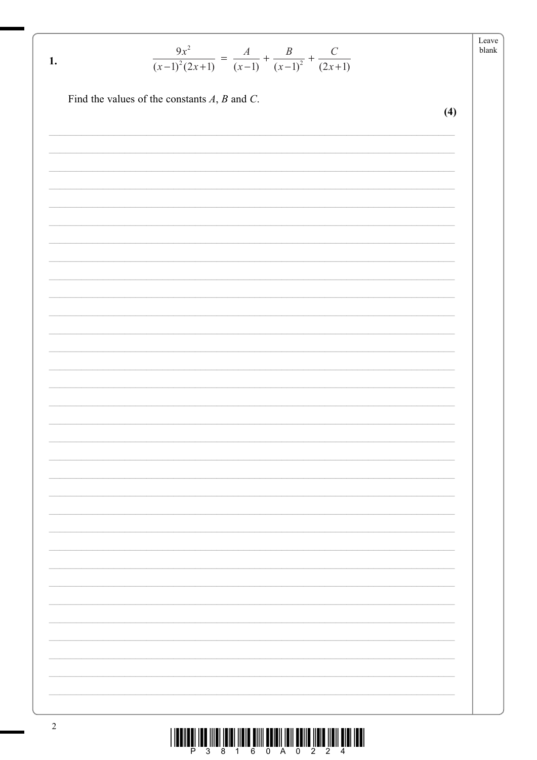**1.**

$$\frac{9x^2}{(x-1)^2(2x+1)} = \frac{A}{(x-1)} + \frac{B}{(x-1)^2} + \frac{C}{(2x+1)}$$

Find the values of the constants $A$, $B$ and $C$.

**(4)**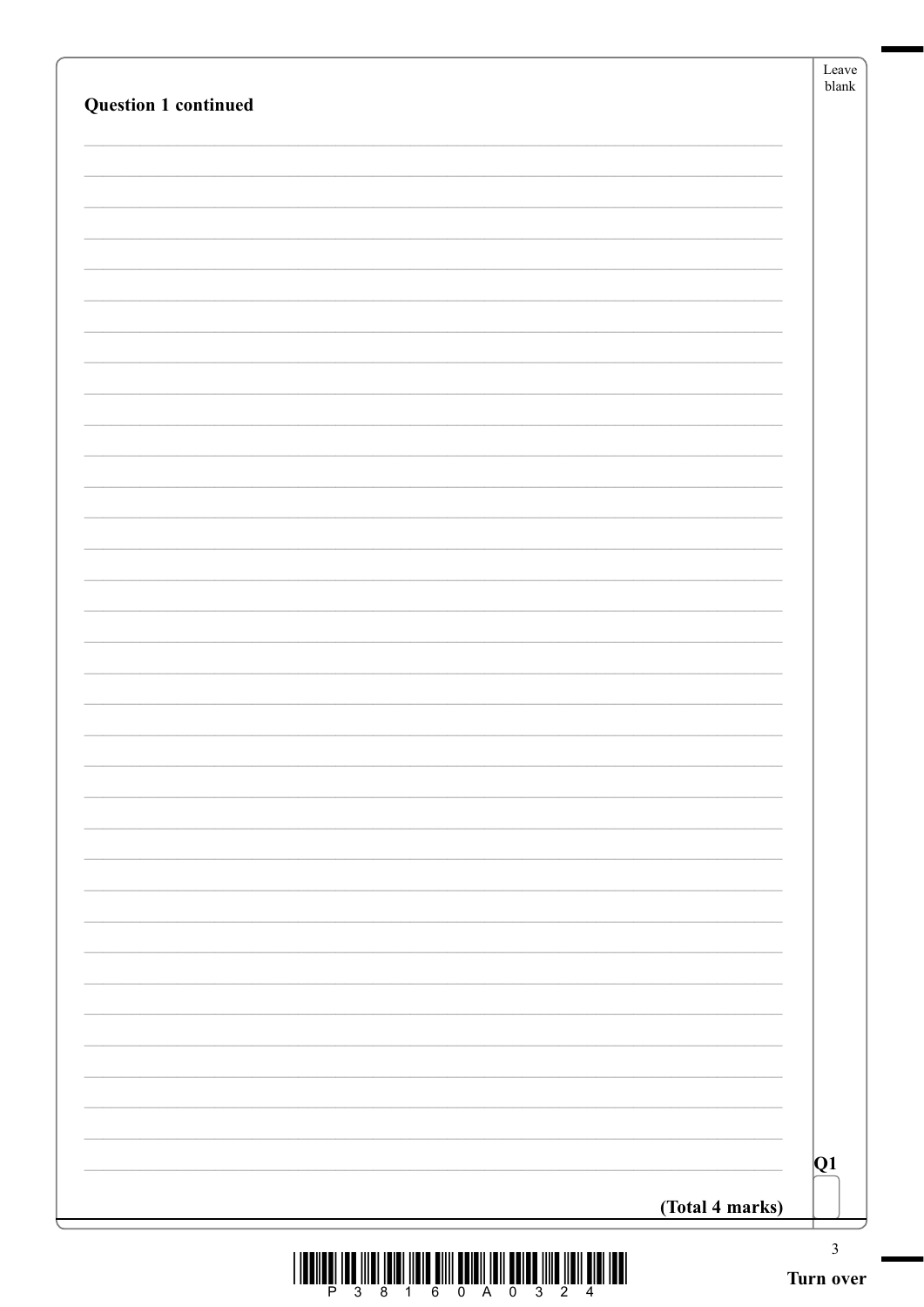**Question 1 continued**

Q1

**(Total 4 marks)**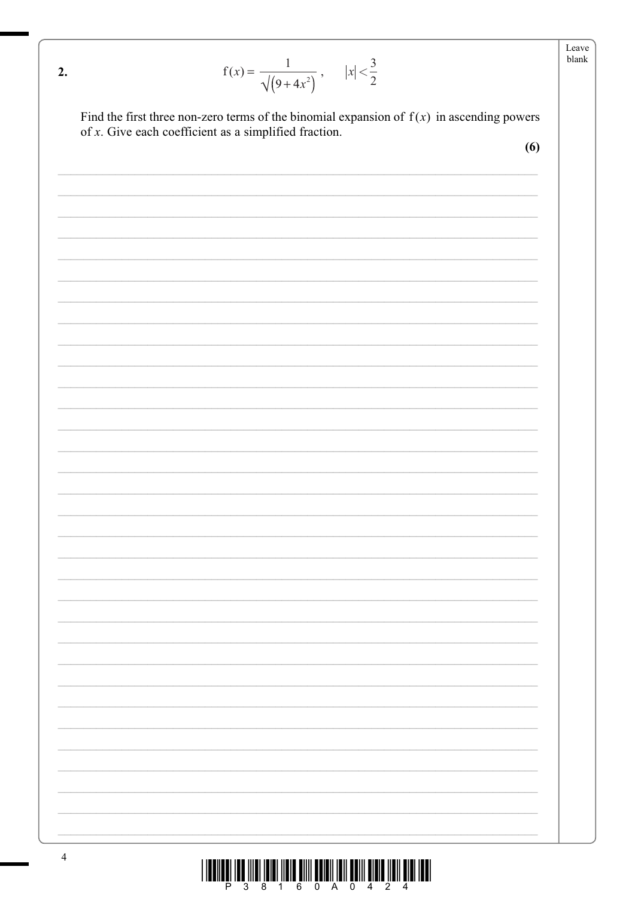**2.**

$$\mathrm{f}(x) = \frac{1}{\sqrt{(9 + 4x^2)}}, \qquad |x| < \frac{3}{2}$$

Find the first three non-zero terms of the binomial expansion of $\mathrm{f}(x)$ in ascending powers of $x$. Give each coefficient as a simplified fraction.

**(6)**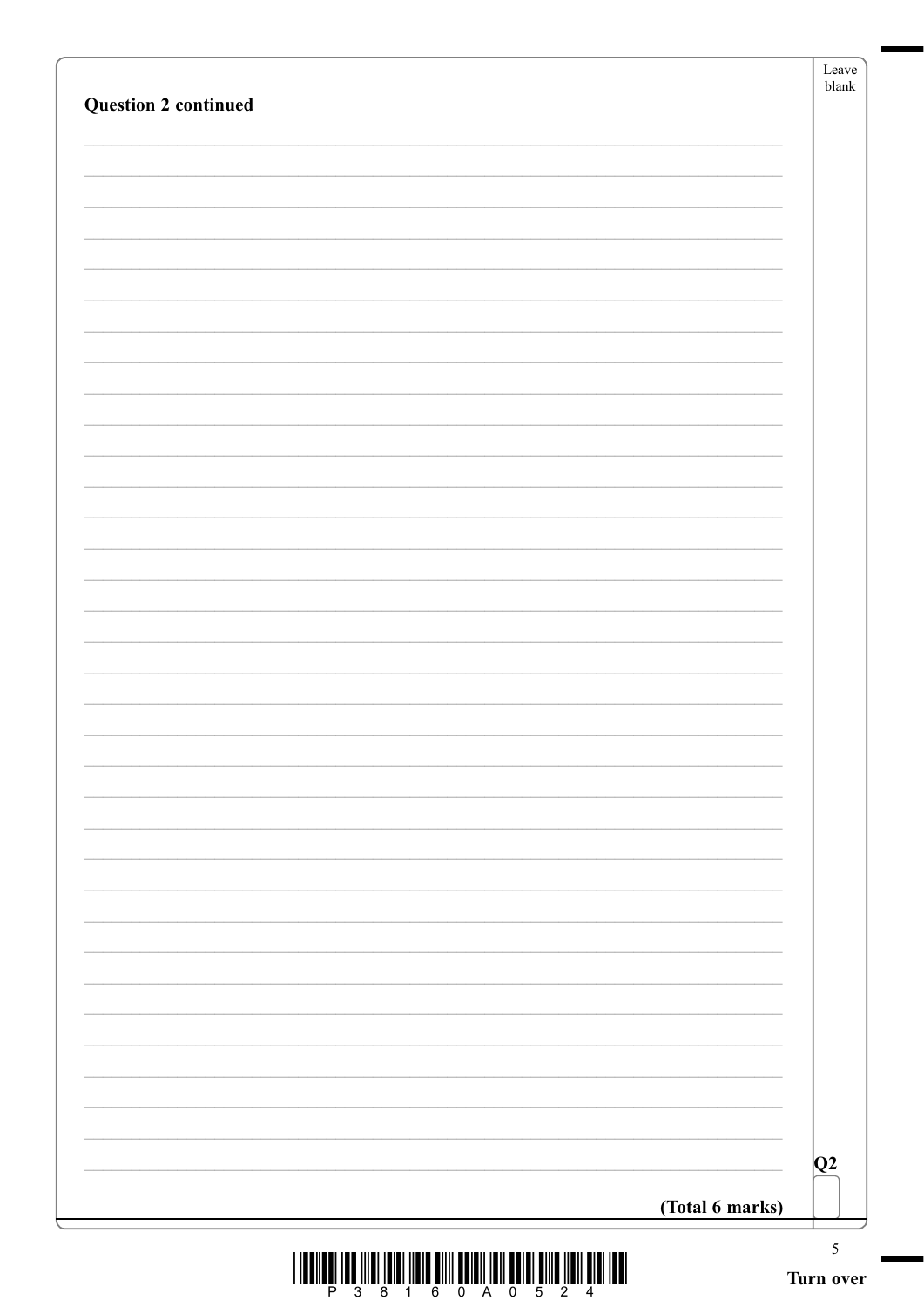**Question 2 continued**

Q2

**(Total 6 marks)**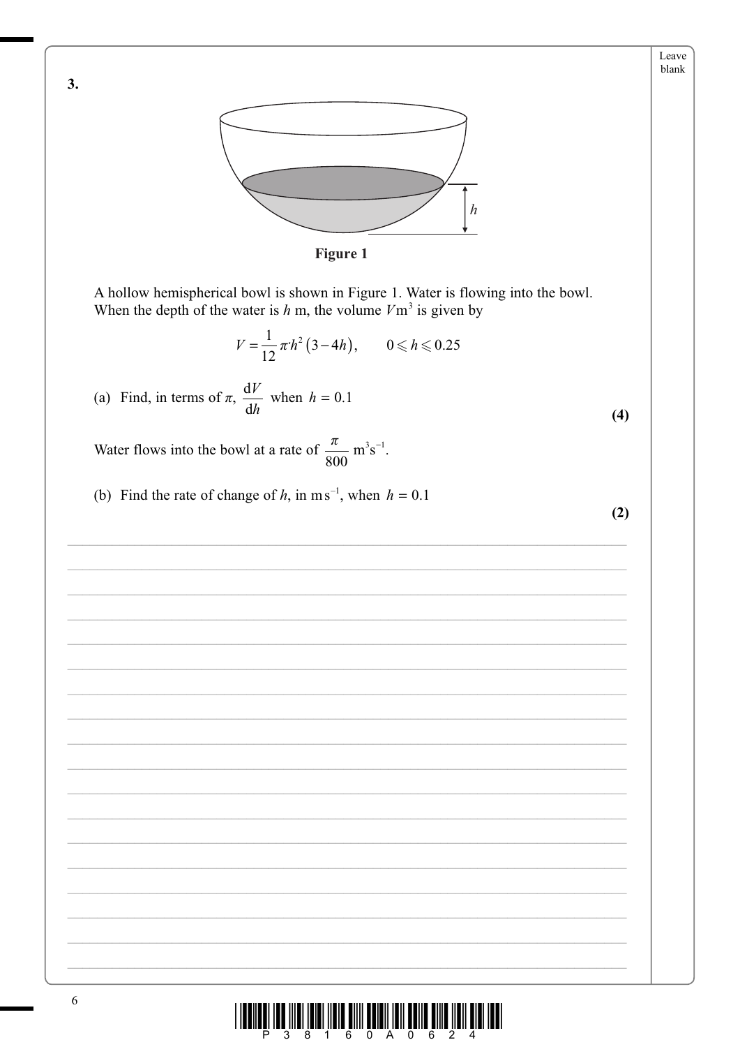**3.**

**Figure 1**

A hollow hemispherical bowl is shown in Figure 1. Water is flowing into the bowl. When the depth of the water is $h$ m, the volume $V\text{m}^3$ is given by

$$V = \frac{1}{12}\pi h^2(3 - 4h), \qquad 0 \leqslant h \leqslant 0.25$$

(a) Find, in terms of $\pi$, $\dfrac{\mathrm{d}V}{\mathrm{d}h}$ when $h = 0.1$

**(4)**

Water flows into the bowl at a rate of $\dfrac{\pi}{800}$ $\text{m}^3\text{s}^{-1}$.

(b) Find the rate of change of $h$, in $\text{m}\,\text{s}^{-1}$, when $h = 0.1$

**(2)**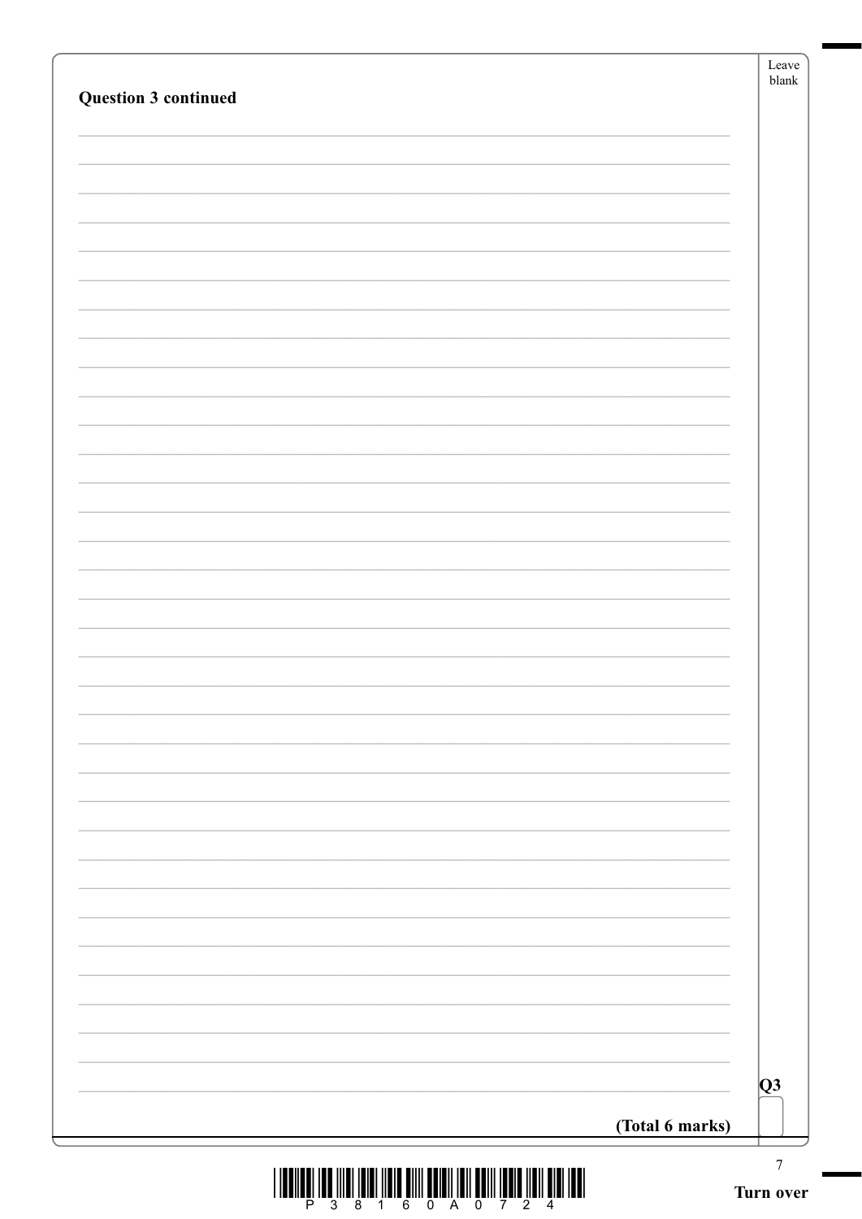**Question 3 continued**

Q3

**(Total 6 marks)**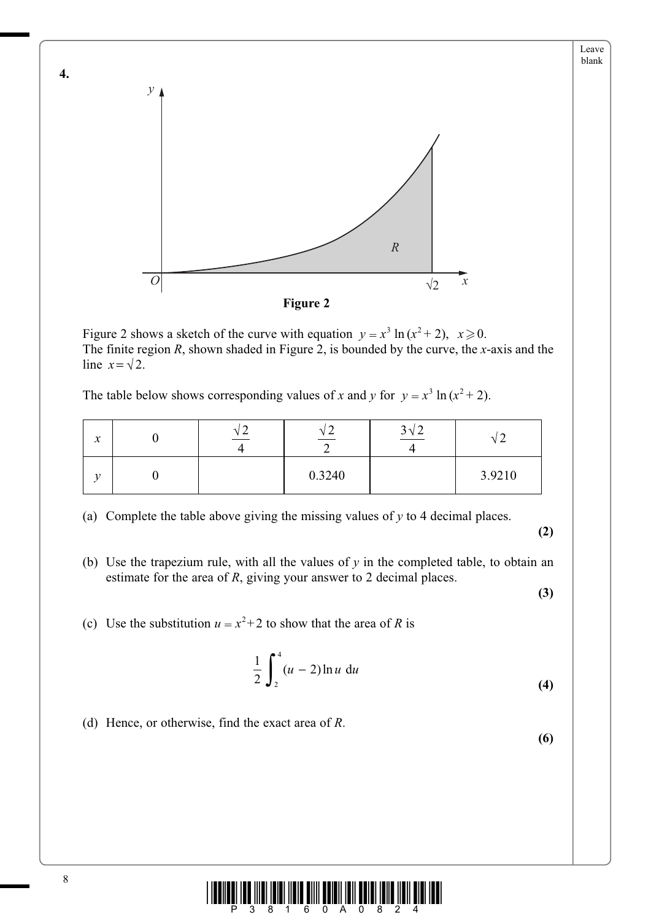**4.**

**Figure 2**

Figure 2 shows a sketch of the curve with equation $y = x^3 \ln(x^2 + 2)$, $x \geqslant 0$.
The finite region $R$, shown shaded in Figure 2, is bounded by the curve, the $x$-axis and the line $x = \sqrt{2}$.

The table below shows corresponding values of $x$ and $y$ for $y = x^3 \ln(x^2 + 2)$.

| $x$ | $0$ | $\frac{\sqrt{2}}{4}$ | $\frac{\sqrt{2}}{2}$ | $\frac{3\sqrt{2}}{4}$ | $\sqrt{2}$ |
|---|---|---|---|---|---|
| $y$ | $0$ | | $0.3240$ | | $3.9210$ |

(a) Complete the table above giving the missing values of $y$ to 4 decimal places.
**(2)**

(b) Use the trapezium rule, with all the values of $y$ in the completed table, to obtain an estimate for the area of $R$, giving your answer to 2 decimal places.
**(3)**

(c) Use the substitution $u = x^2 + 2$ to show that the area of $R$ is

$$\frac{1}{2}\int_2^4 (u - 2)\ln u \; \mathrm{d}u$$

**(4)**

(d) Hence, or otherwise, find the exact area of $R$.
**(6)**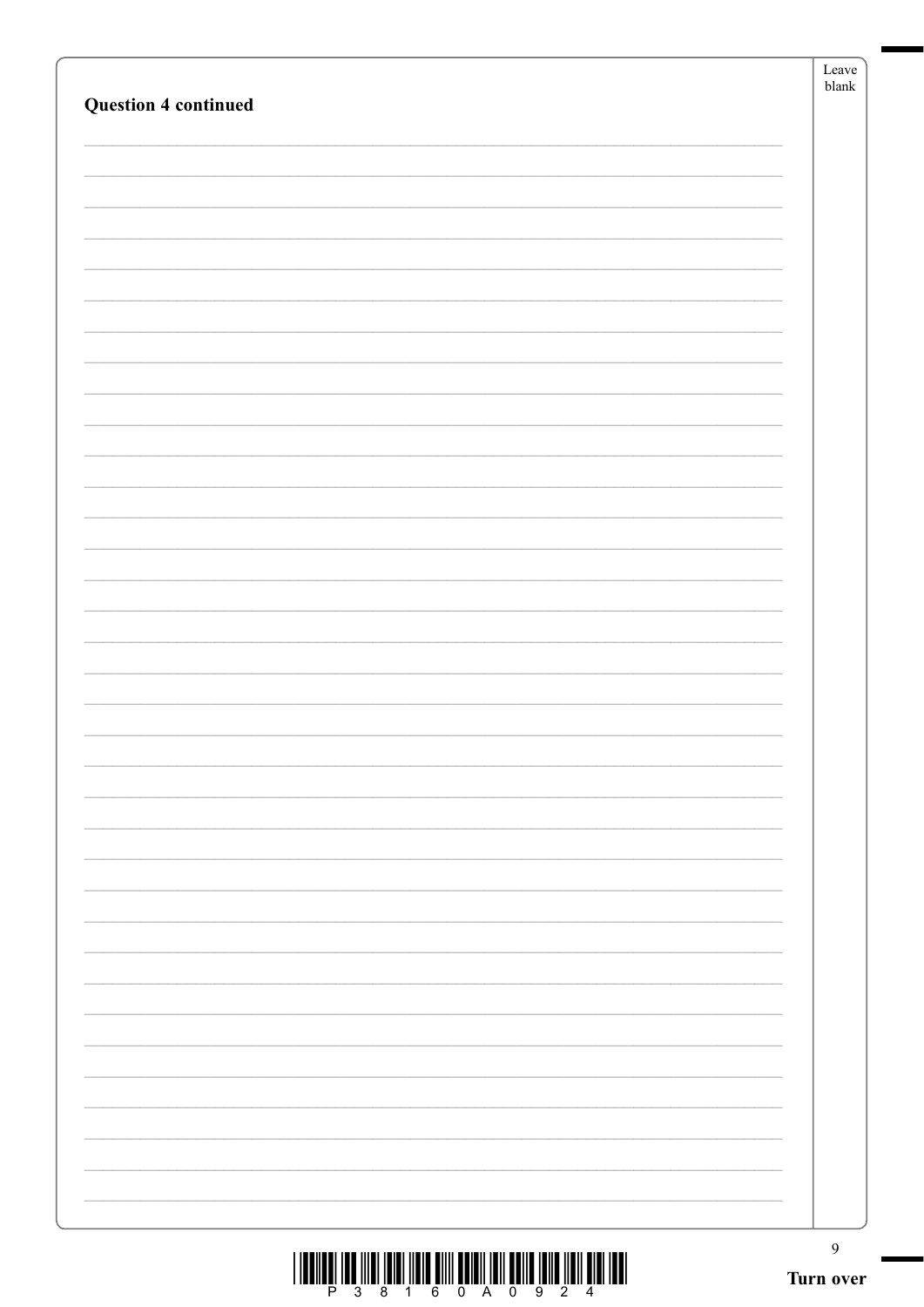**Question 4 continued**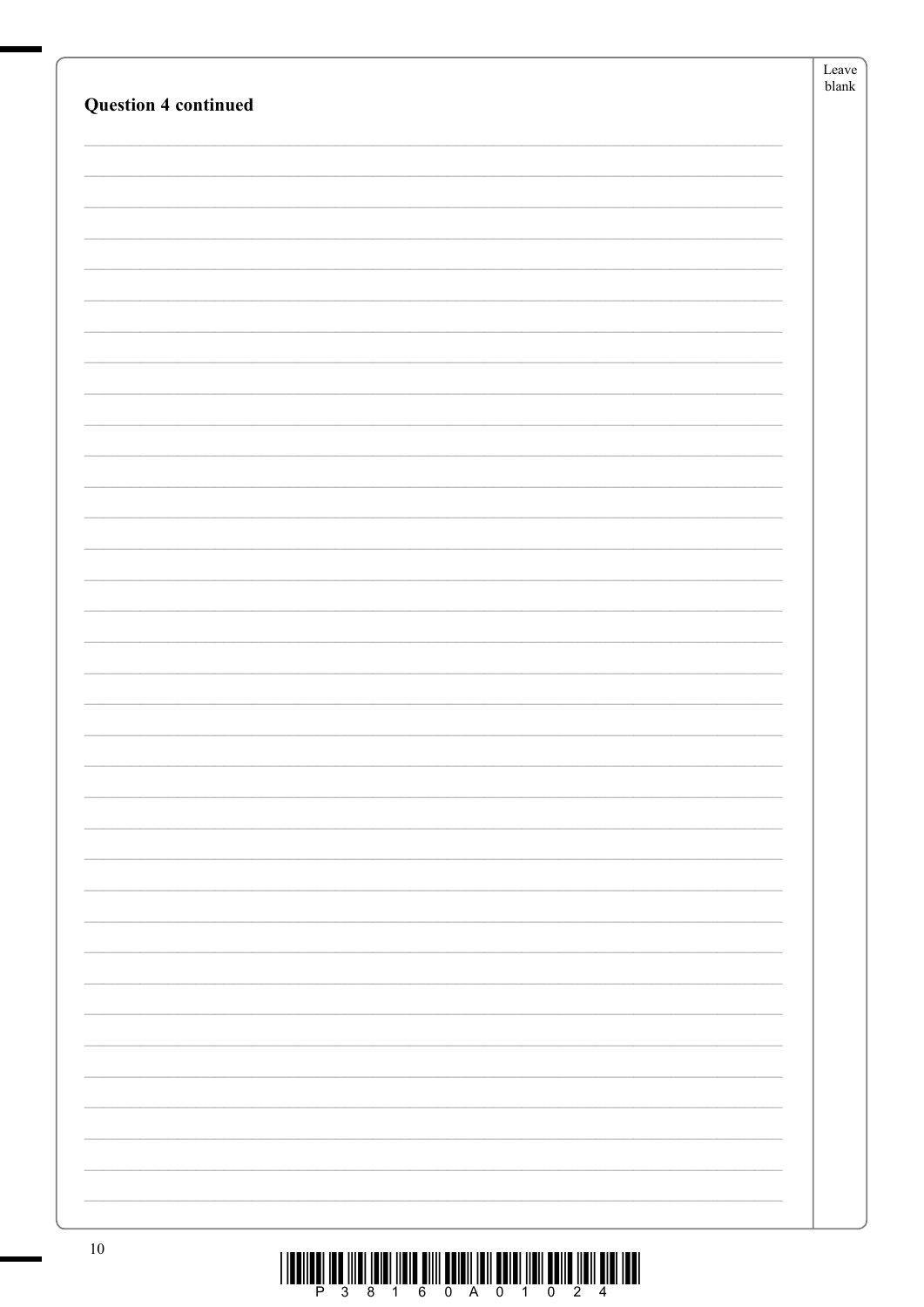**Question 4 continued**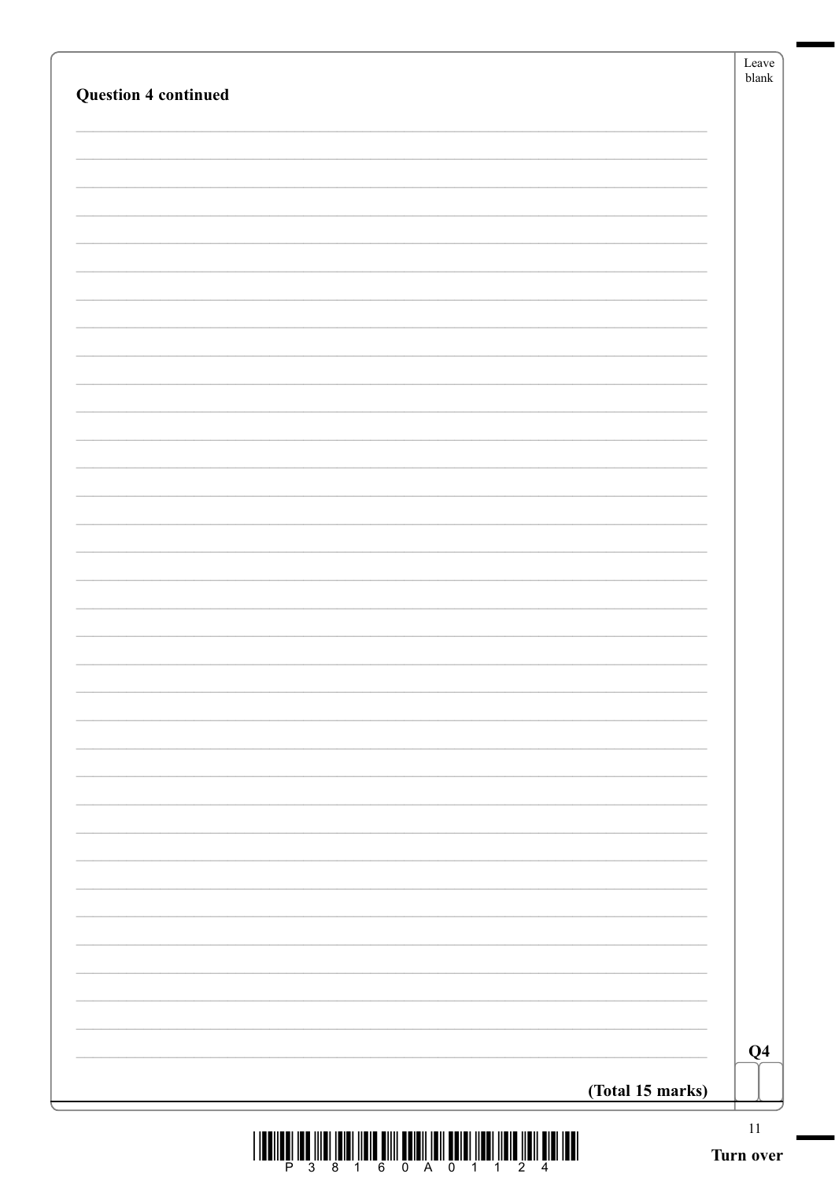**Question 4 continued**

**(Total 15 marks)**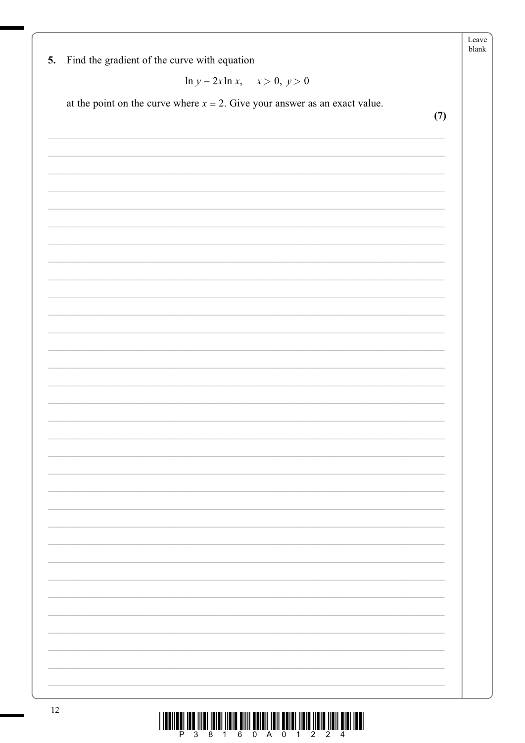**5.** Find the gradient of the curve with equation

$$\ln y = 2x \ln x, \quad x > 0, \ y > 0$$

at the point on the curve where $x = 2$. Give your answer as an exact value.

**(7)**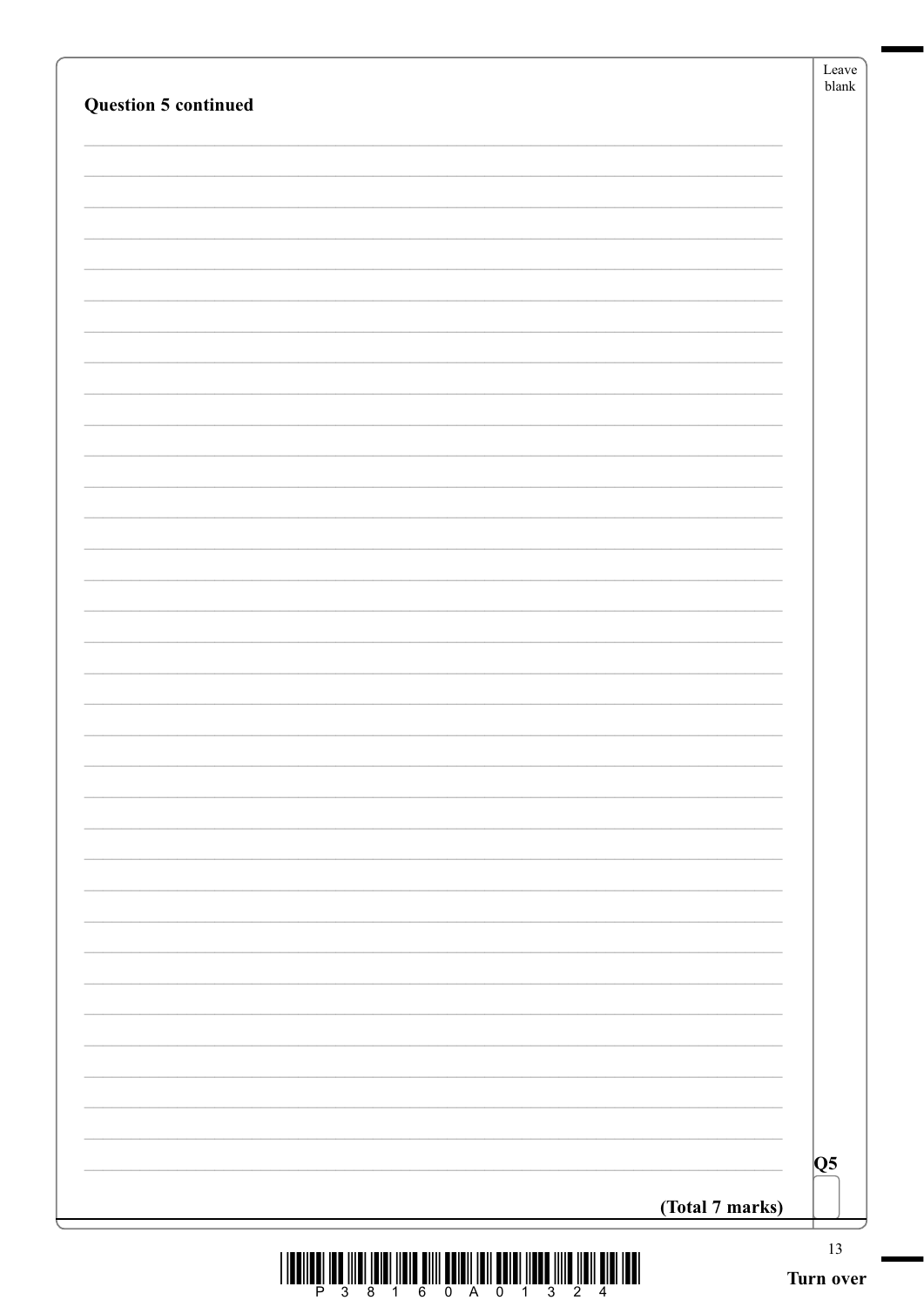**Question 5 continued**

**(Total 7 marks)**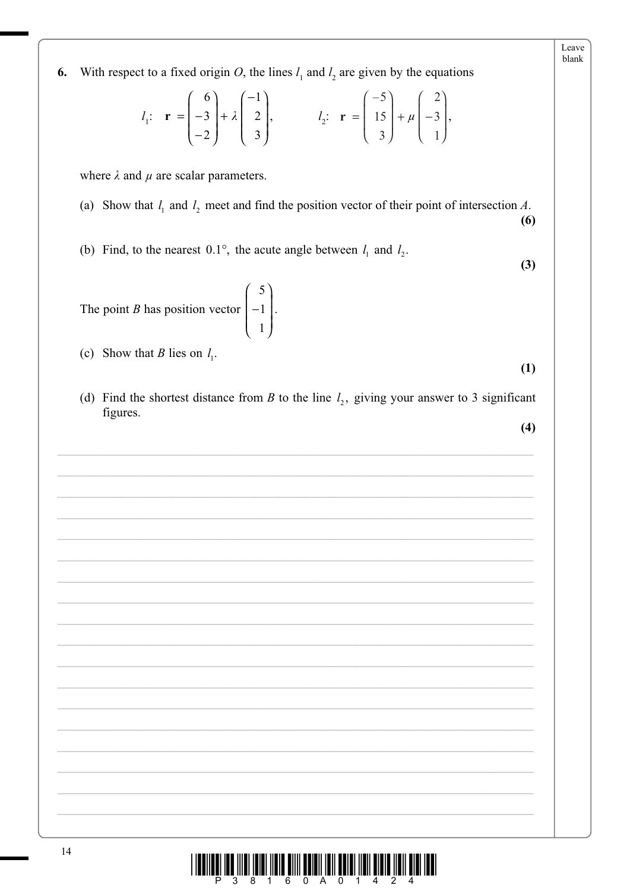**6.** With respect to a fixed origin $O$, the lines $l_1$ and $l_2$ are given by the equations

$$l_1: \ \mathbf{r} = \begin{pmatrix} 6 \\ -3 \\ -2 \end{pmatrix} + \lambda \begin{pmatrix} -1 \\ 2 \\ 3 \end{pmatrix}, \qquad l_2: \ \mathbf{r} = \begin{pmatrix} -5 \\ 15 \\ 3 \end{pmatrix} + \mu \begin{pmatrix} 2 \\ -3 \\ 1 \end{pmatrix},$$

where $\lambda$ and $\mu$ are scalar parameters.

(a) Show that $l_1$ and $l_2$ meet and find the position vector of their point of intersection $A$.
**(6)**

(b) Find, to the nearest $0.1°$, the acute angle between $l_1$ and $l_2$.
**(3)**

The point $B$ has position vector $\begin{pmatrix} 5 \\ -1 \\ 1 \end{pmatrix}$.

(c) Show that $B$ lies on $l_1$.
**(1)**

(d) Find the shortest distance from $B$ to the line $l_2$, giving your answer to 3 significant figures.
**(4)**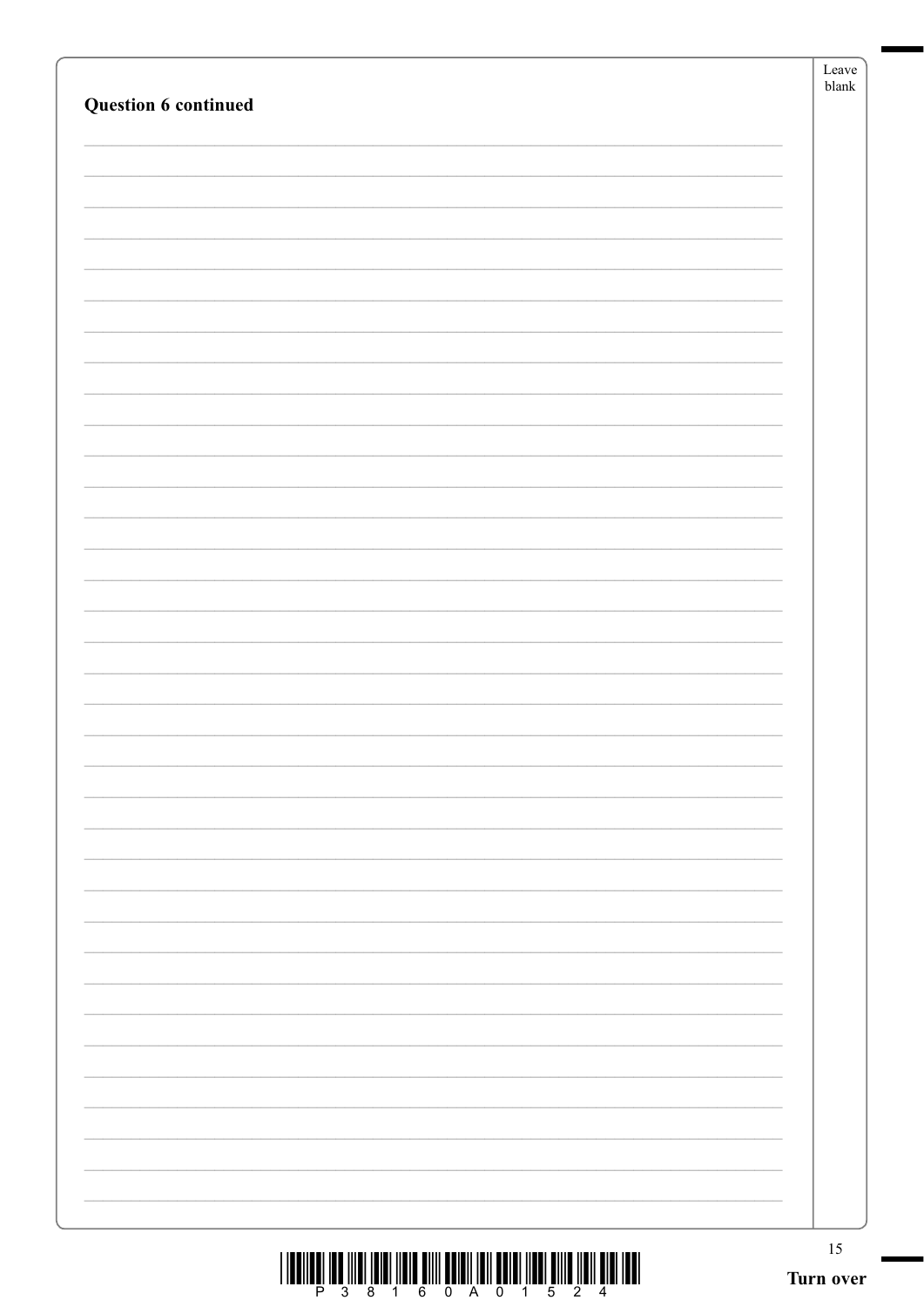**Question 6 continued**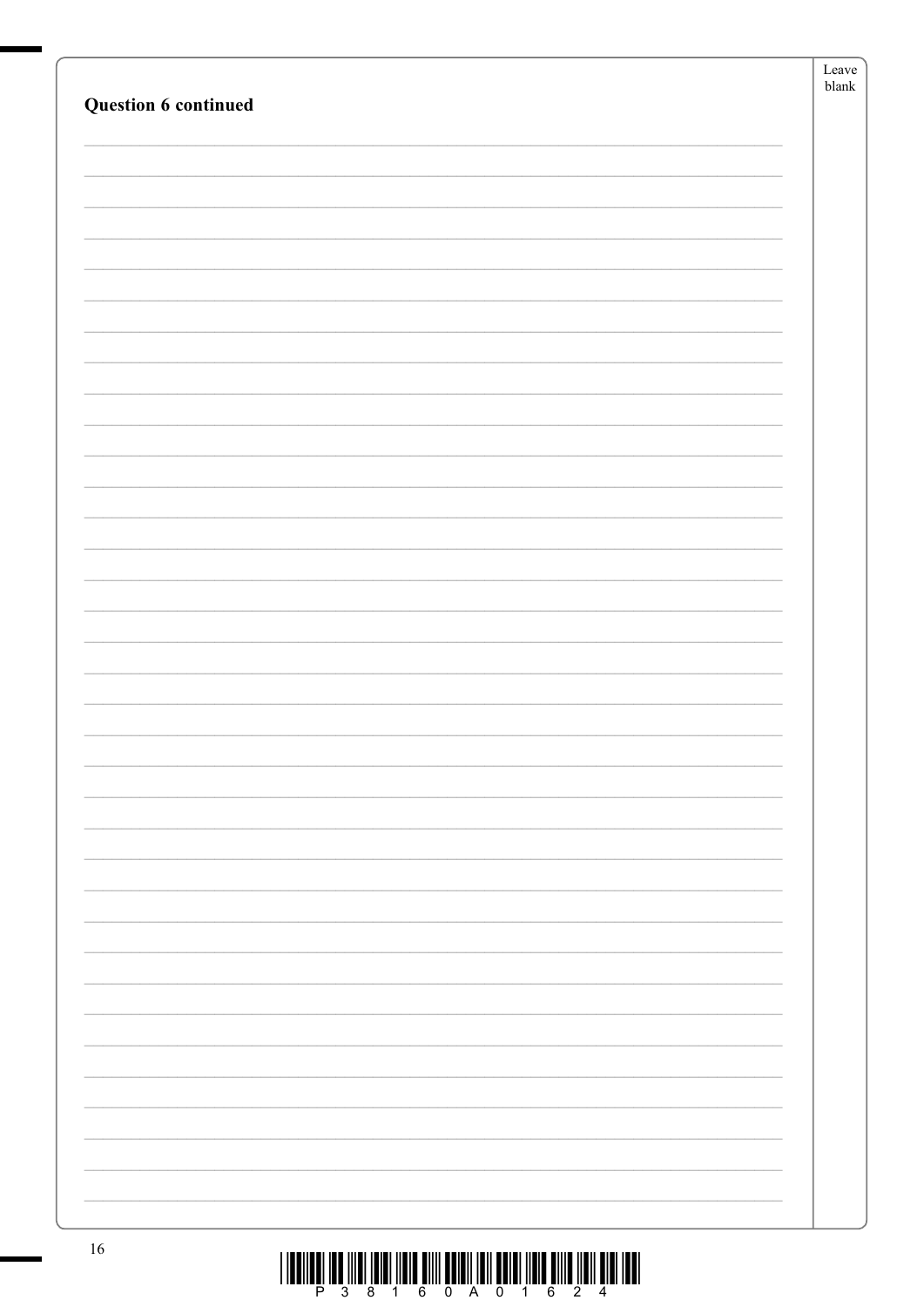**Question 6 continued**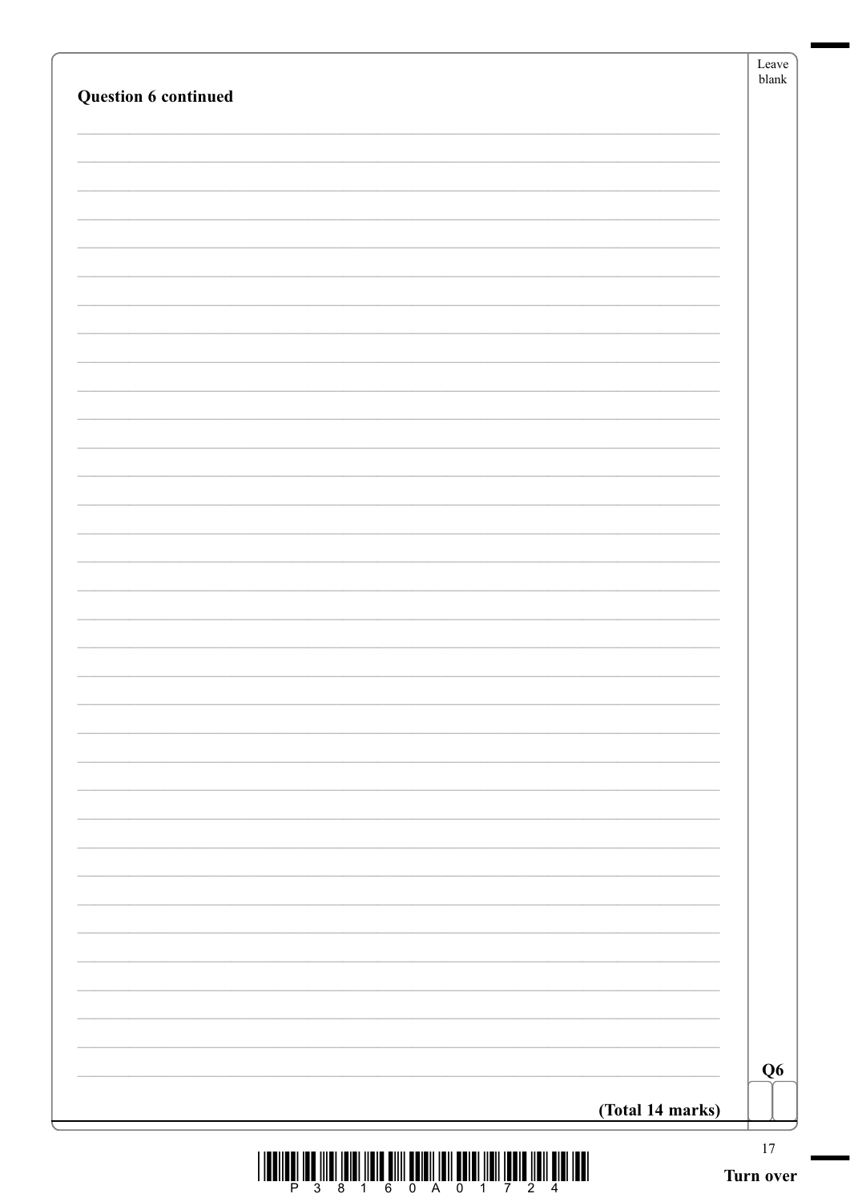**Question 6 continued**

**(Total 14 marks)**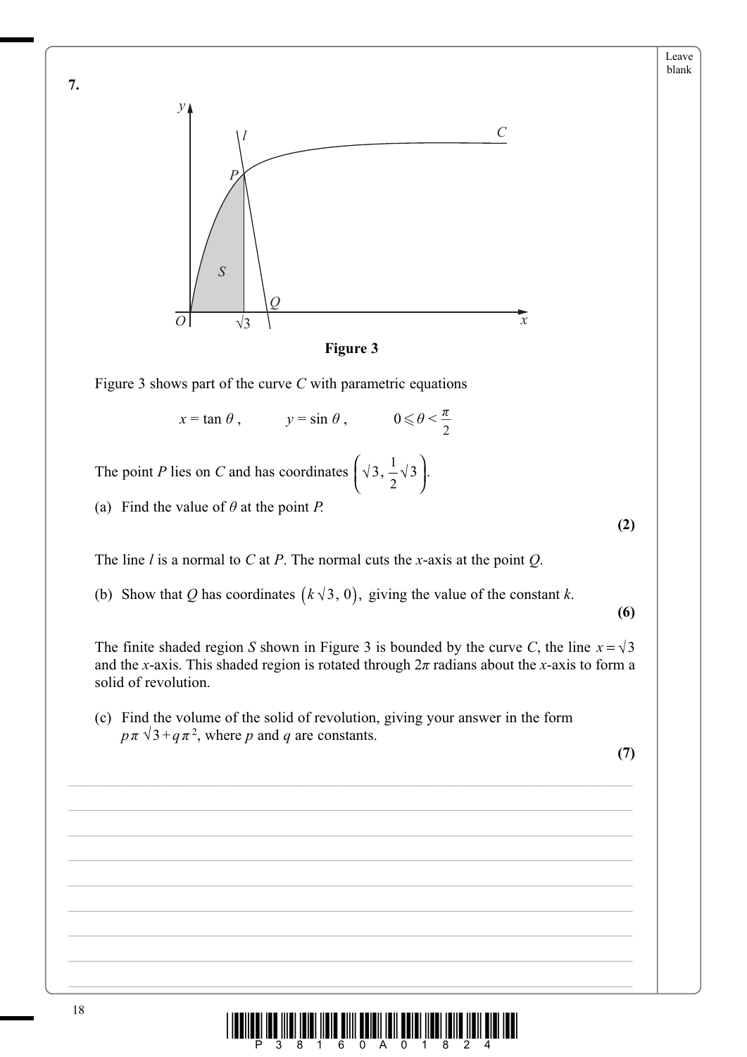**7.**

**Figure 3**

Figure 3 shows part of the curve $C$ with parametric equations

$$x = \tan \theta, \qquad y = \sin \theta, \qquad 0 \leqslant \theta < \frac{\pi}{2}$$

The point $P$ lies on $C$ and has coordinates $\left(\sqrt{3}, \frac{1}{2}\sqrt{3}\right)$.

(a) Find the value of $\theta$ at the point $P$.

**(2)**

The line $l$ is a normal to $C$ at $P$. The normal cuts the $x$-axis at the point $Q$.

(b) Show that $Q$ has coordinates $\left(k\sqrt{3}, 0\right)$, giving the value of the constant $k$.

**(6)**

The finite shaded region $S$ shown in Figure 3 is bounded by the curve $C$, the line $x = \sqrt{3}$ and the $x$-axis. This shaded region is rotated through $2\pi$ radians about the $x$-axis to form a solid of revolution.

(c) Find the volume of the solid of revolution, giving your answer in the form $p\pi\sqrt{3} + q\pi^2$, where $p$ and $q$ are constants.

**(7)**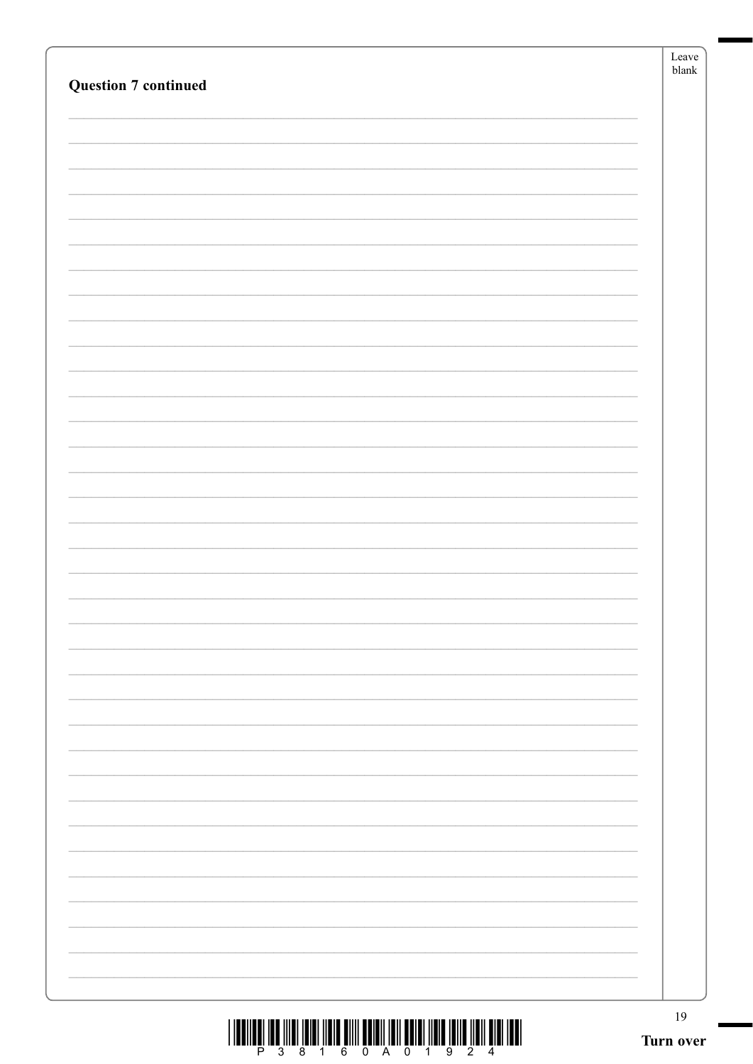**Question 7 continued**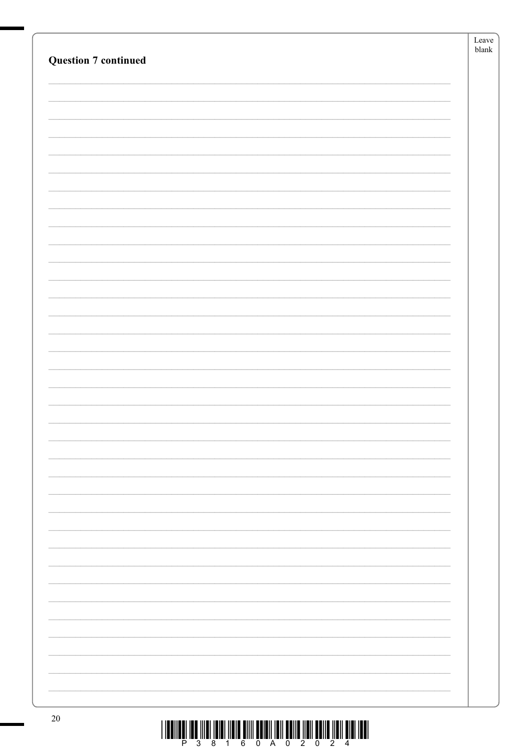**Question 7 continued**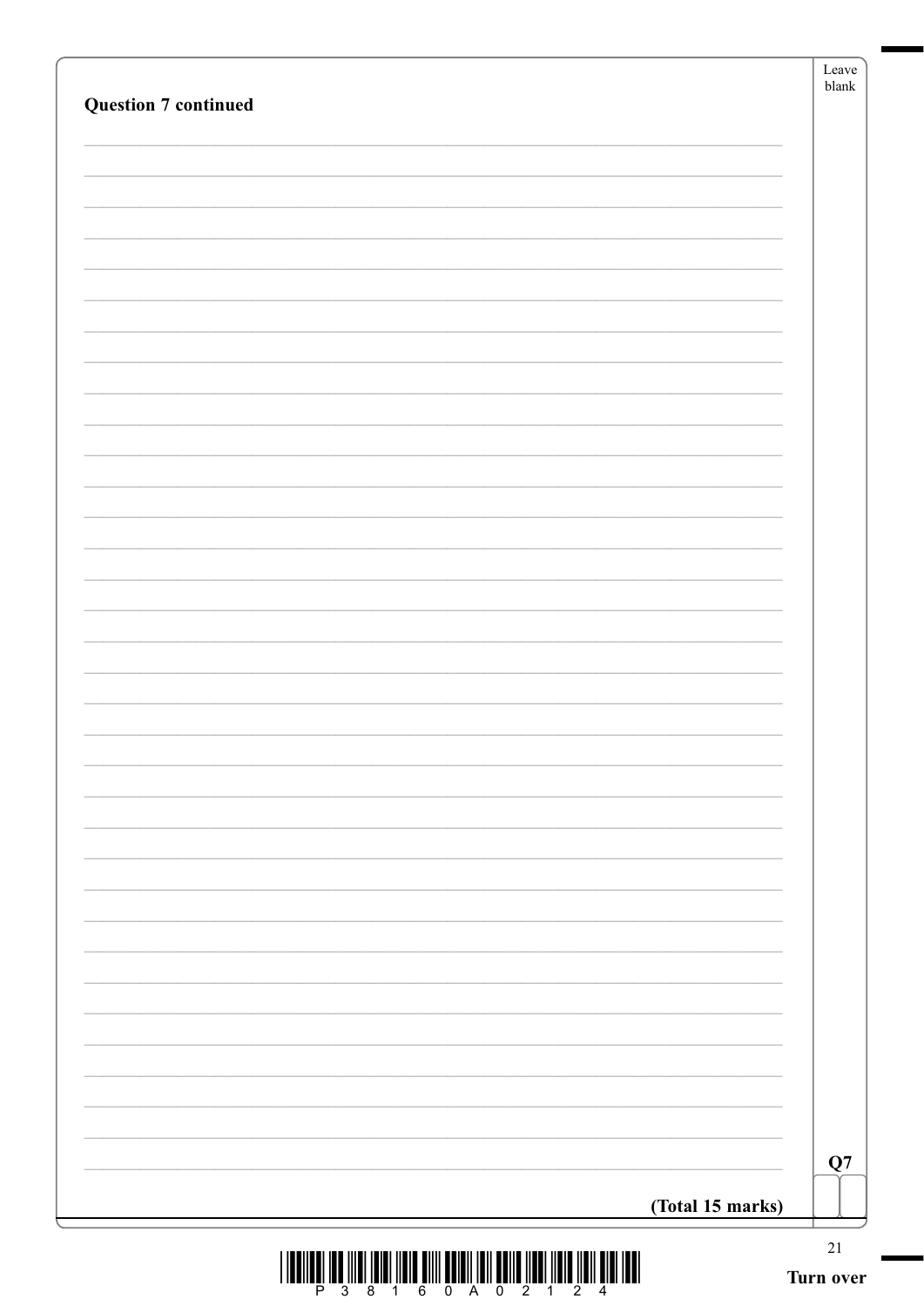**Question 7 continued**

**(Total 15 marks)**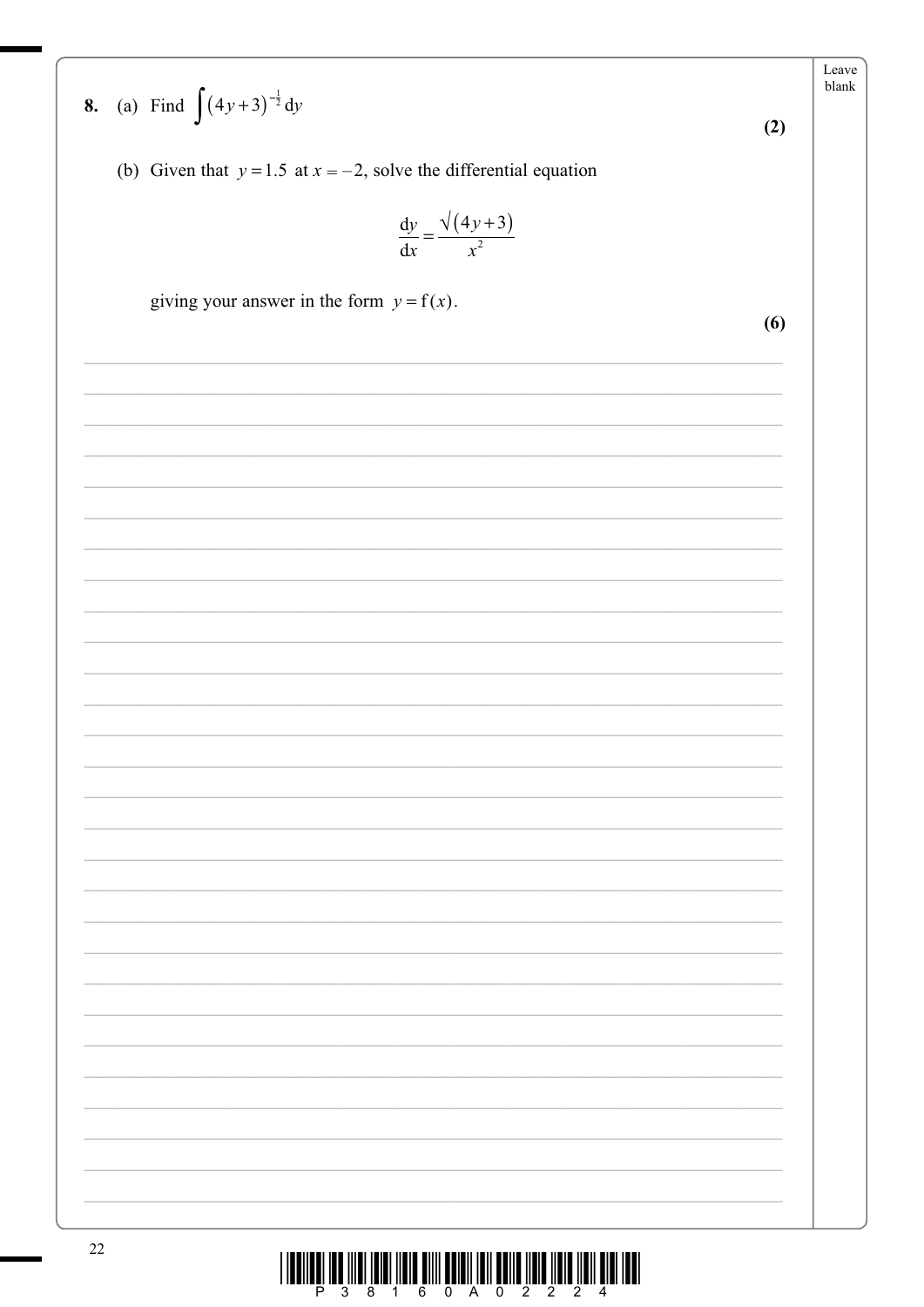**8.** (a) Find $\int (4y+3)^{-\frac{1}{2}}\,dy$

**(2)**

(b) Given that $y = 1.5$ at $x = -2$, solve the differential equation

$$\frac{dy}{dx} = \frac{\sqrt{(4y+3)}}{x^2}$$

giving your answer in the form $y = f(x)$.

**(6)**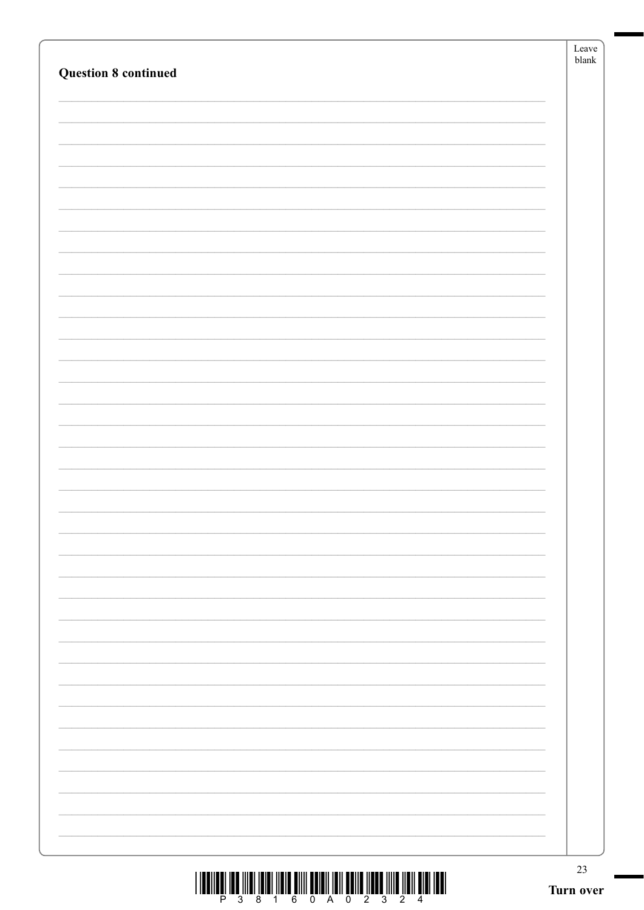**Question 8 continued**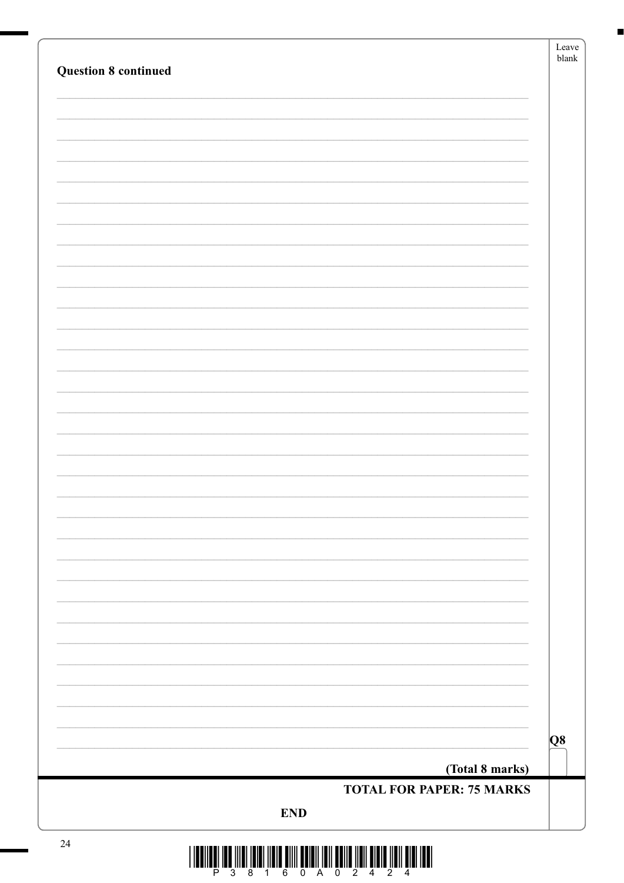**Question 8 continued**

Q8

**(Total 8 marks)**

**TOTAL FOR PAPER: 75 MARKS**

**END**